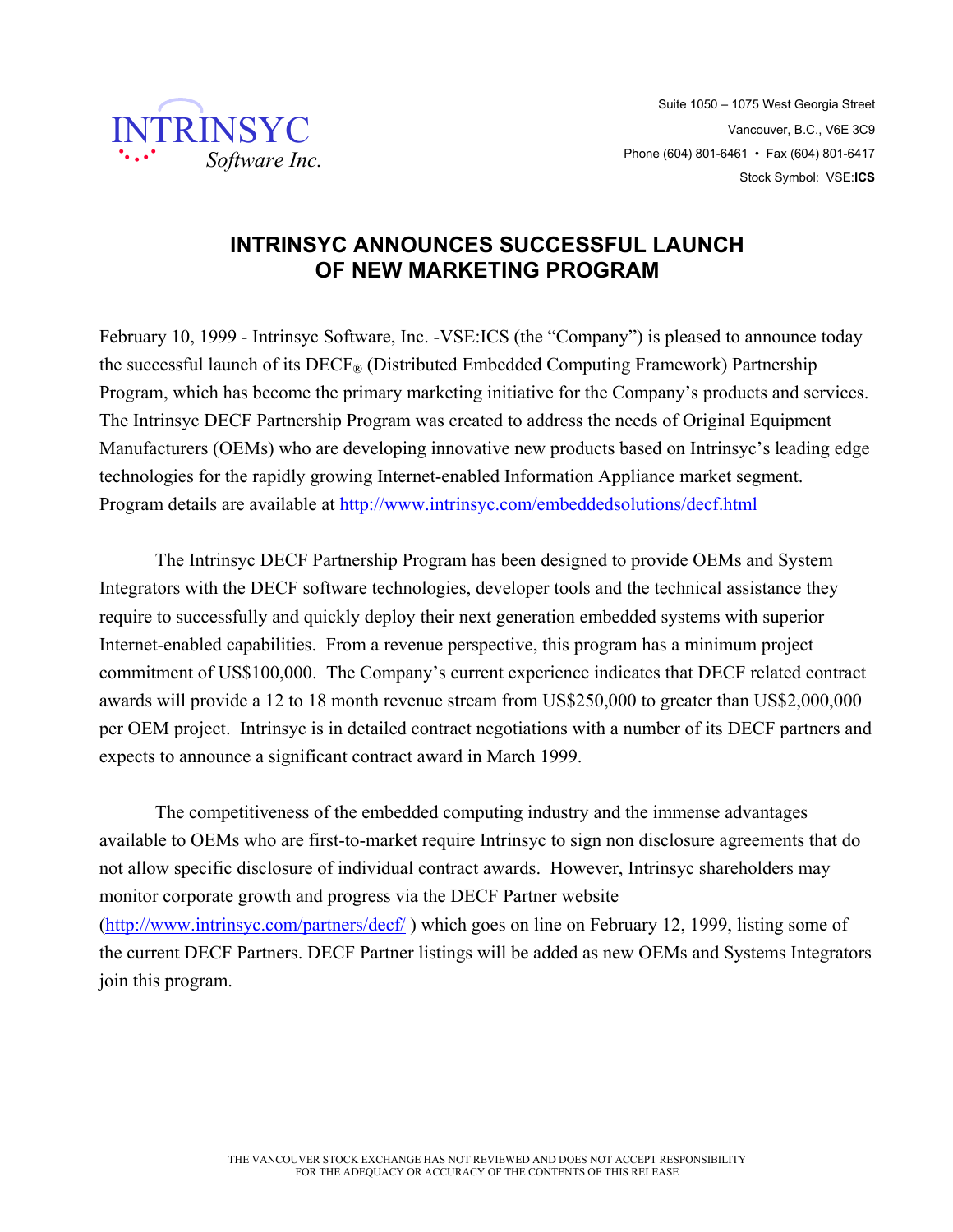INTRINSYC Software Inc.

Suite 1050 – 1075 West Georgia Street
Vancouver, B.C., V6E 3C9
Phone (604) 801-6461 • Fax (604) 801-6417
Stock Symbol: VSE:**ICS**

# INTRINSYC ANNOUNCES SUCCESSFUL LAUNCH OF NEW MARKETING PROGRAM

February 10, 1999 - Intrinsyc Software, Inc. -VSE:ICS (the "Company") is pleased to announce today the successful launch of its DECF® (Distributed Embedded Computing Framework) Partnership Program, which has become the primary marketing initiative for the Company's products and services. The Intrinsyc DECF Partnership Program was created to address the needs of Original Equipment Manufacturers (OEMs) who are developing innovative new products based on Intrinsyc's leading edge technologies for the rapidly growing Internet-enabled Information Appliance market segment. Program details are available at http://www.intrinsyc.com/embeddedsolutions/decf.html

The Intrinsyc DECF Partnership Program has been designed to provide OEMs and System Integrators with the DECF software technologies, developer tools and the technical assistance they require to successfully and quickly deploy their next generation embedded systems with superior Internet-enabled capabilities. From a revenue perspective, this program has a minimum project commitment of US$100,000. The Company's current experience indicates that DECF related contract awards will provide a 12 to 18 month revenue stream from US$250,000 to greater than US$2,000,000 per OEM project. Intrinsyc is in detailed contract negotiations with a number of its DECF partners and expects to announce a significant contract award in March 1999.

The competitiveness of the embedded computing industry and the immense advantages available to OEMs who are first-to-market require Intrinsyc to sign non disclosure agreements that do not allow specific disclosure of individual contract awards. However, Intrinsyc shareholders may monitor corporate growth and progress via the DECF Partner website (http://www.intrinsyc.com/partners/decf/ ) which goes on line on February 12, 1999, listing some of the current DECF Partners. DECF Partner listings will be added as new OEMs and Systems Integrators join this program.

THE VANCOUVER STOCK EXCHANGE HAS NOT REVIEWED AND DOES NOT ACCEPT RESPONSIBILITY FOR THE ADEQUACY OR ACCURACY OF THE CONTENTS OF THIS RELEASE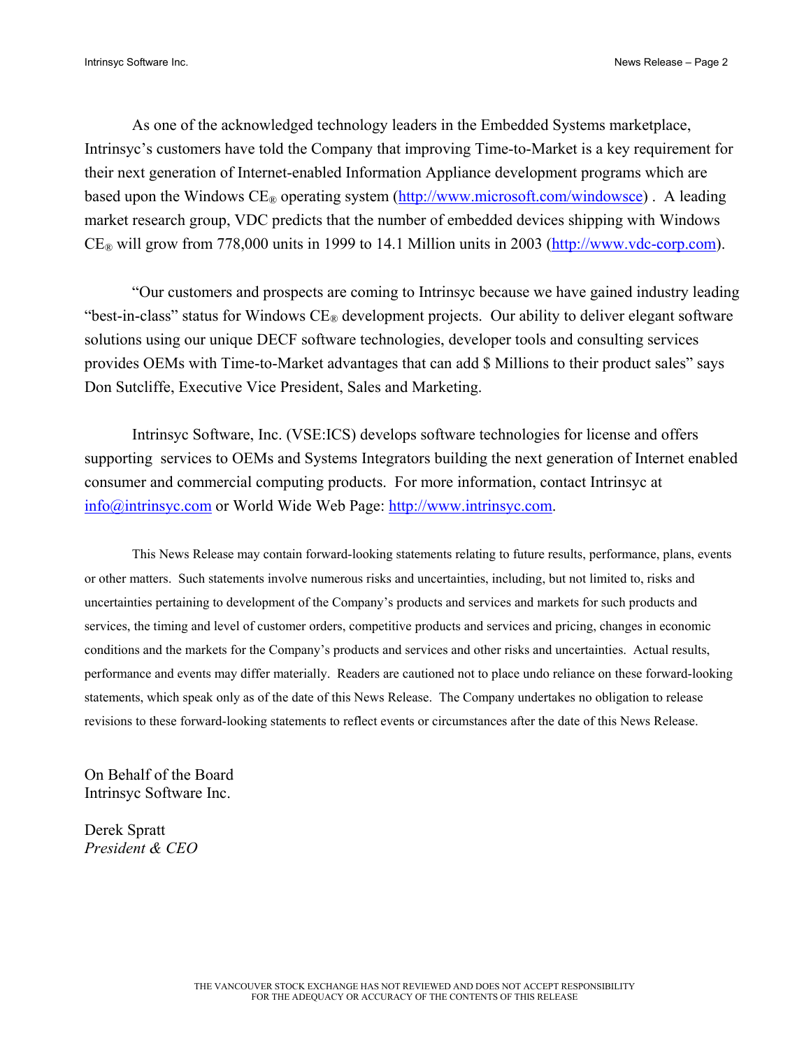As one of the acknowledged technology leaders in the Embedded Systems marketplace, Intrinsyc's customers have told the Company that improving Time-to-Market is a key requirement for their next generation of Internet-enabled Information Appliance development programs which are based upon the Windows CE® operating system (http://www.microsoft.com/windowsce) . A leading market research group, VDC predicts that the number of embedded devices shipping with Windows CE® will grow from 778,000 units in 1999 to 14.1 Million units in 2003 (http://www.vdc-corp.com).

"Our customers and prospects are coming to Intrinsyc because we have gained industry leading "best-in-class" status for Windows CE® development projects. Our ability to deliver elegant software solutions using our unique DECF software technologies, developer tools and consulting services provides OEMs with Time-to-Market advantages that can add $ Millions to their product sales" says Don Sutcliffe, Executive Vice President, Sales and Marketing.

Intrinsyc Software, Inc. (VSE:ICS) develops software technologies for license and offers supporting services to OEMs and Systems Integrators building the next generation of Internet enabled consumer and commercial computing products. For more information, contact Intrinsyc at info@intrinsyc.com or World Wide Web Page: http://www.intrinsyc.com.

This News Release may contain forward-looking statements relating to future results, performance, plans, events or other matters. Such statements involve numerous risks and uncertainties, including, but not limited to, risks and uncertainties pertaining to development of the Company's products and services and markets for such products and services, the timing and level of customer orders, competitive products and services and pricing, changes in economic conditions and the markets for the Company's products and services and other risks and uncertainties. Actual results, performance and events may differ materially. Readers are cautioned not to place undo reliance on these forward-looking statements, which speak only as of the date of this News Release. The Company undertakes no obligation to release revisions to these forward-looking statements to reflect events or circumstances after the date of this News Release.

On Behalf of the Board
Intrinsyc Software Inc.

Derek Spratt
*President & CEO*

THE VANCOUVER STOCK EXCHANGE HAS NOT REVIEWED AND DOES NOT ACCEPT RESPONSIBILITY FOR THE ADEQUACY OR ACCURACY OF THE CONTENTS OF THIS RELEASE